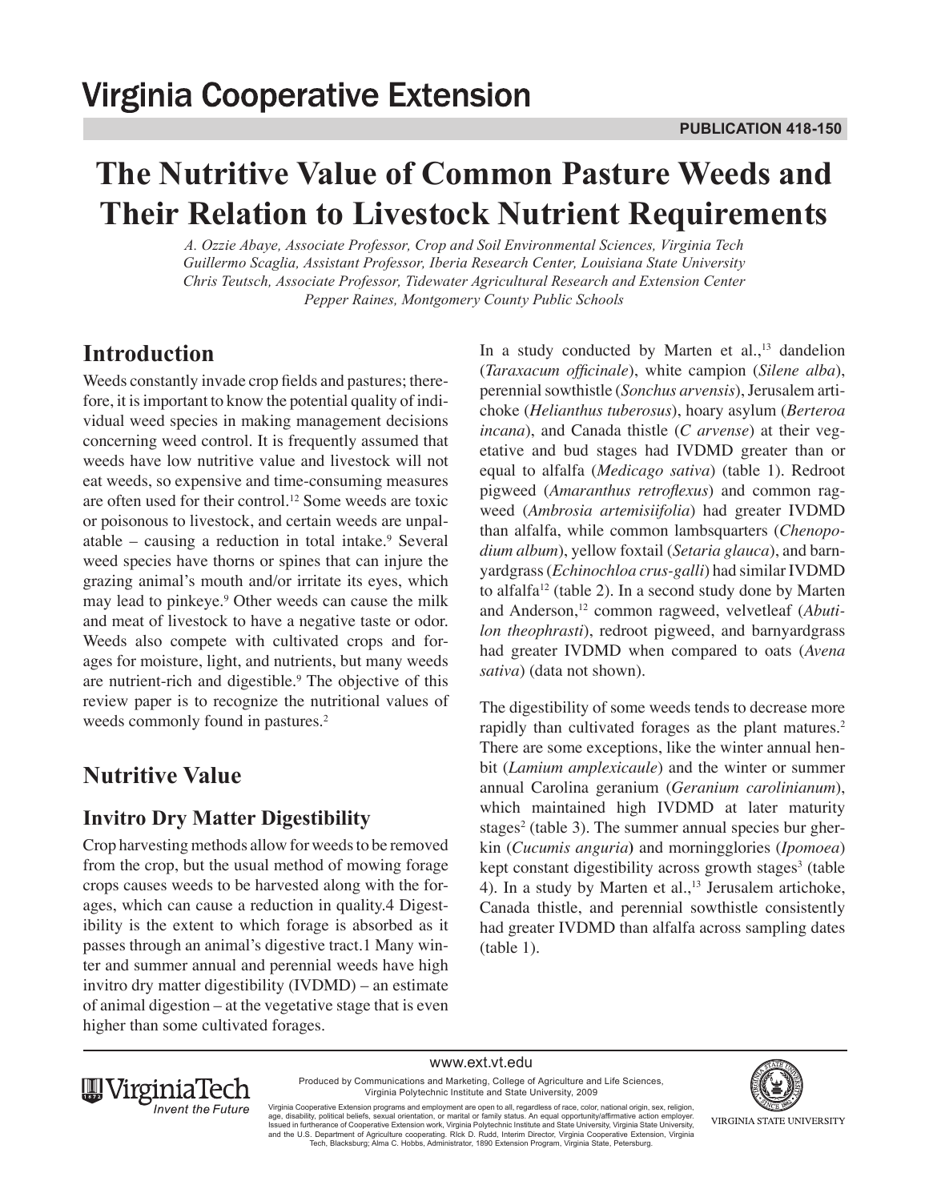# Virginia Cooperative Extension

**PUBLICATION 418-150**

# The Nutritive Value of Common Pasture Weeds and Their Relation to Livestock Nutrient Requirements

*A. Ozzie Abaye, Associate Professor, Crop and Soil Environmental Sciences, Virginia Tech*
*Guillermo Scaglia, Assistant Professor, Iberia Research Center, Louisiana State University*
*Chris Teutsch, Associate Professor, Tidewater Agricultural Research and Extension Center*
*Pepper Raines, Montgomery County Public Schools*

## Introduction

Weeds constantly invade crop fields and pastures; therefore, it is important to know the potential quality of individual weed species in making management decisions concerning weed control. It is frequently assumed that weeds have low nutritive value and livestock will not eat weeds, so expensive and time-consuming measures are often used for their control.[12] Some weeds are toxic or poisonous to livestock, and certain weeds are unpalatable – causing a reduction in total intake.[9] Several weed species have thorns or spines that can injure the grazing animal's mouth and/or irritate its eyes, which may lead to pinkeye.[9] Other weeds can cause the milk and meat of livestock to have a negative taste or odor. Weeds also compete with cultivated crops and forages for moisture, light, and nutrients, but many weeds are nutrient-rich and digestible.[9] The objective of this review paper is to recognize the nutritional values of weeds commonly found in pastures.[2]

## Nutritive Value

### Invitro Dry Matter Digestibility

Crop harvesting methods allow for weeds to be removed from the crop, but the usual method of mowing forage crops causes weeds to be harvested along with the forages, which can cause a reduction in quality.4 Digestibility is the extent to which forage is absorbed as it passes through an animal's digestive tract.1 Many winter and summer annual and perennial weeds have high invitro dry matter digestibility (IVDMD) – an estimate of animal digestion – at the vegetative stage that is even higher than some cultivated forages.

In a study conducted by Marten et al.,[13] dandelion (*Taraxacum officinale*), white campion (*Silene alba*), perennial sowthistle (*Sonchus arvensis*), Jerusalem artichoke (*Helianthus tuberosus*), hoary asylum (*Berteroa incana*), and Canada thistle (*C arvense*) at their vegetative and bud stages had IVDMD greater than or equal to alfalfa (*Medicago sativa*) (table 1). Redroot pigweed (*Amaranthus retroflexus*) and common ragweed (*Ambrosia artemisiifolia*) had greater IVDMD than alfalfa, while common lambsquarters (*Chenopodium album*), yellow foxtail (*Setaria glauca*), and barnyardgrass (*Echinochloa crus-galli*) had similar IVDMD to alfalfa[12] (table 2). In a second study done by Marten and Anderson,[12] common ragweed, velvetleaf (*Abutilon theophrasti*), redroot pigweed, and barnyardgrass had greater IVDMD when compared to oats (*Avena sativa*) (data not shown).

The digestibility of some weeds tends to decrease more rapidly than cultivated forages as the plant matures.[2] There are some exceptions, like the winter annual henbit (*Lamium amplexicaule*) and the winter or summer annual Carolina geranium (*Geranium carolinianum*), which maintained high IVDMD at later maturity stages[2] (table 3). The summer annual species bur gherkin (*Cucumis anguria*) and morningglories (*Ipomoea*) kept constant digestibility across growth stages[3] (table 4). In a study by Marten et al.,[13] Jerusalem artichoke, Canada thistle, and perennial sowthistle consistently had greater IVDMD than alfalfa across sampling dates (table 1).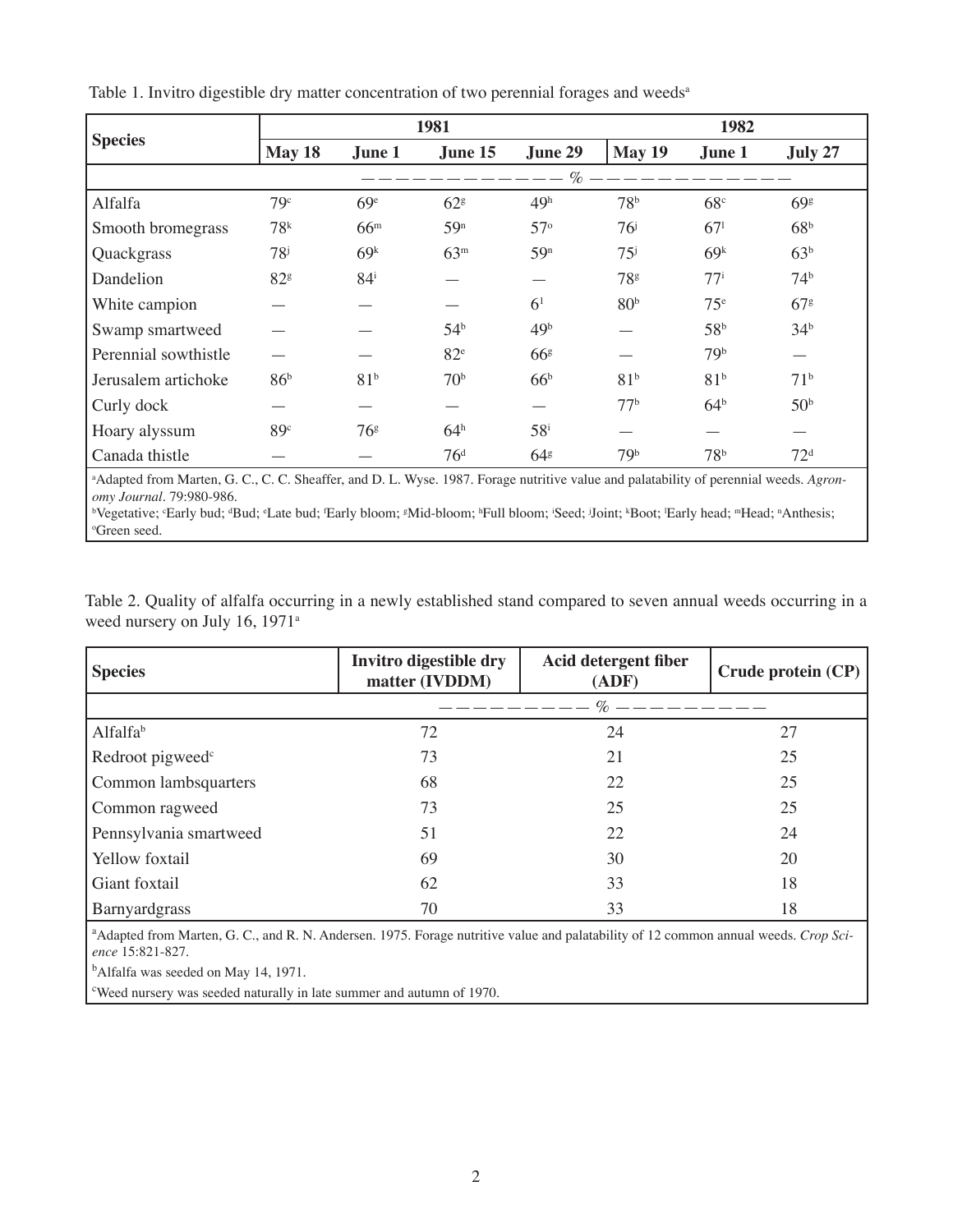Table 1. Invitro digestible dry matter concentration of two perennial forages and weeds[a]

| Species | 1981 | | | | 1982 | | |
|---|---|---|---|---|---|---|---|
| | May 18 | June 1 | June 15 | June 29 | May 19 | June 1 | July 27 |
| | % | | | | | | |
| Alfalfa | 79[c] | 69[e] | 62[g] | 49[h] | 78[b] | 68[c] | 69[g] |
| Smooth bromegrass | 78[k] | 66[m] | 59[n] | 57[o] | 76[j] | 67[l] | 68[b] |
| Quackgrass | 78[j] | 69[k] | 63[m] | 59[n] | 75[j] | 69[k] | 63[b] |
| Dandelion | 82[g] | 84[i] | — | — | 78[g] | 77[i] | 74[b] |
| White campion | — | — | — | 6[l] | 80[b] | 75[e] | 67[g] |
| Swamp smartweed | — | — | 54[b] | 49[b] | — | 58[b] | 34[b] |
| Perennial sowthistle | — | — | 82[e] | 66[g] | — | 79[b] | — |
| Jerusalem artichoke | 86[b] | 81[b] | 70[b] | 66[b] | 81[b] | 81[b] | 71[b] |
| Curly dock | — | — | — | — | 77[b] | 64[b] | 50[b] |
| Hoary alyssum | 89[c] | 76[g] | 64[h] | 58[i] | — | — | — |
| Canada thistle | — | — | 76[d] | 64[g] | 79[b] | 78[b] | 72[d] |

[a]Adapted from Marten, G. C., C. C. Sheaffer, and D. L. Wyse. 1987. Forage nutritive value and palatability of perennial weeds. *Agronomy Journal*. 79:980-986.

[b]Vegetative; [c]Early bud; [d]Bud; [e]Late bud; [f]Early bloom; [g]Mid-bloom; [h]Full bloom; [i]Seed; [j]Joint; [k]Boot; [l]Early head; [m]Head; [n]Anthesis; [o]Green seed.

Table 2. Quality of alfalfa occurring in a newly established stand compared to seven annual weeds occurring in a weed nursery on July 16, 1971[a]

| Species | Invitro digestible dry matter (IVDDM) | Acid detergent fiber (ADF) | Crude protein (CP) |
|---|---|---|---|
| | % | | |
| Alfalfa[b] | 72 | 24 | 27 |
| Redroot pigweed[c] | 73 | 21 | 25 |
| Common lambsquarters | 68 | 22 | 25 |
| Common ragweed | 73 | 25 | 25 |
| Pennsylvania smartweed | 51 | 22 | 24 |
| Yellow foxtail | 69 | 30 | 20 |
| Giant foxtail | 62 | 33 | 18 |
| Barnyardgrass | 70 | 33 | 18 |

[a]Adapted from Marten, G. C., and R. N. Andersen. 1975. Forage nutritive value and palatability of 12 common annual weeds. *Crop Science* 15:821-827.

[b]Alfalfa was seeded on May 14, 1971.

[c]Weed nursery was seeded naturally in late summer and autumn of 1970.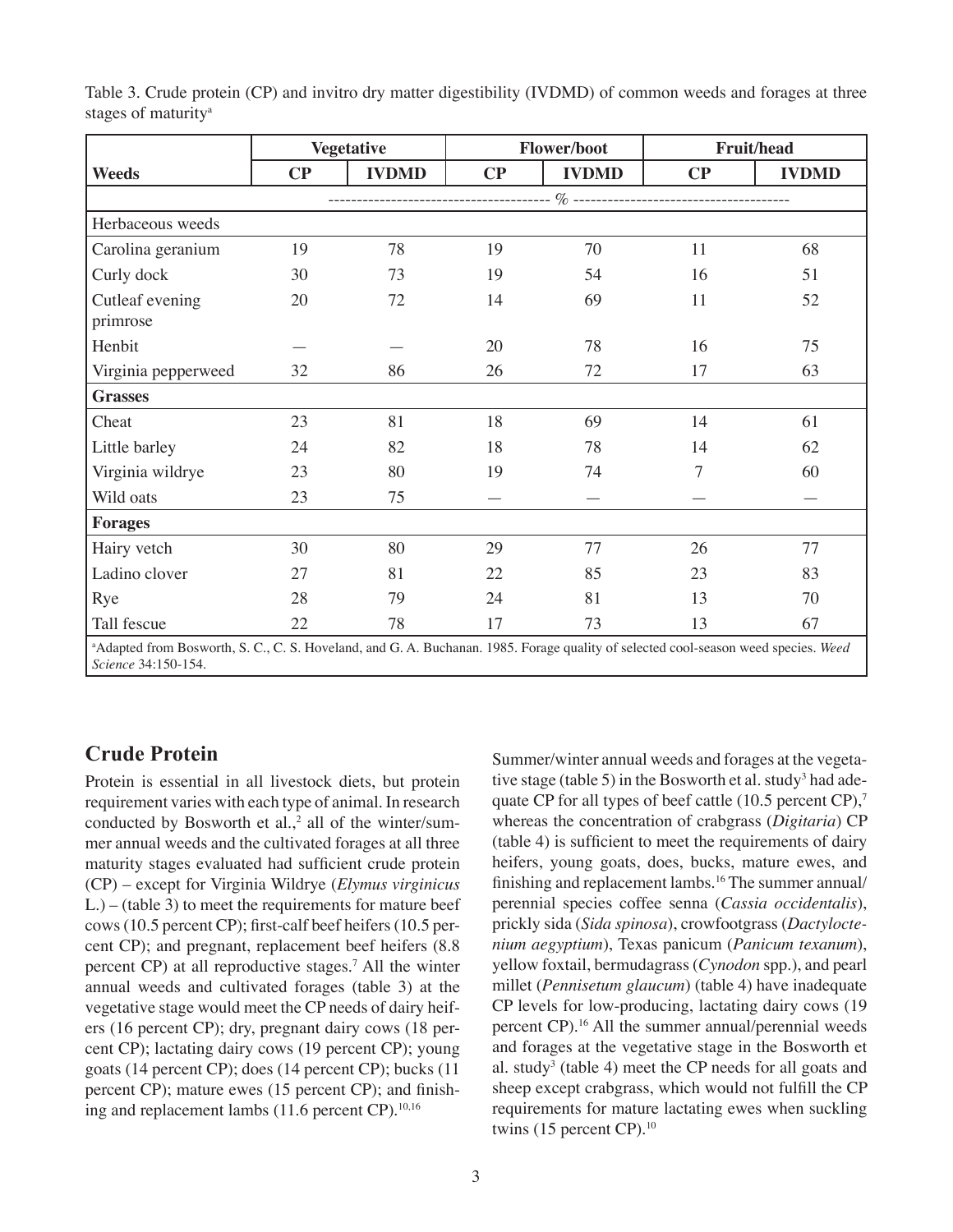Table 3. Crude protein (CP) and invitro dry matter digestibility (IVDMD) of common weeds and forages at three stages of maturity[a]

| | Vegetative | | Flower/boot | | Fruit/head | |
|---|---|---|---|---|---|---|
| **Weeds** | **CP** | **IVDMD** | **CP** | **IVDMD** | **CP** | **IVDMD** |
| | ------------------------------------- % ------------------------------------- | | | | | |
| Herbaceous weeds | | | | | | |
| Carolina geranium | 19 | 78 | 19 | 70 | 11 | 68 |
| Curly dock | 30 | 73 | 19 | 54 | 16 | 51 |
| Cutleaf evening primrose | 20 | 72 | 14 | 69 | 11 | 52 |
| Henbit | — | — | 20 | 78 | 16 | 75 |
| Virginia pepperweed | 32 | 86 | 26 | 72 | 17 | 63 |
| **Grasses** | | | | | | |
| Cheat | 23 | 81 | 18 | 69 | 14 | 61 |
| Little barley | 24 | 82 | 18 | 78 | 14 | 62 |
| Virginia wildrye | 23 | 80 | 19 | 74 | 7 | 60 |
| Wild oats | 23 | 75 | — | — | — | — |
| **Forages** | | | | | | |
| Hairy vetch | 30 | 80 | 29 | 77 | 26 | 77 |
| Ladino clover | 27 | 81 | 22 | 85 | 23 | 83 |
| Rye | 28 | 79 | 24 | 81 | 13 | 70 |
| Tall fescue | 22 | 78 | 17 | 73 | 13 | 67 |

[a]Adapted from Bosworth, S. C., C. S. Hoveland, and G. A. Buchanan. 1985. Forage quality of selected cool-season weed species. *Weed Science* 34:150-154.

## Crude Protein

Protein is essential in all livestock diets, but protein requirement varies with each type of animal. In research conducted by Bosworth et al.,[2] all of the winter/summer annual weeds and the cultivated forages at all three maturity stages evaluated had sufficient crude protein (CP) – except for Virginia Wildrye (*Elymus virginicus* L.) – (table 3) to meet the requirements for mature beef cows (10.5 percent CP); first-calf beef heifers (10.5 percent CP); and pregnant, replacement beef heifers (8.8 percent CP) at all reproductive stages.[7] All the winter annual weeds and cultivated forages (table 3) at the vegetative stage would meet the CP needs of dairy heifers (16 percent CP); dry, pregnant dairy cows (18 percent CP); lactating dairy cows (19 percent CP); young goats (14 percent CP); does (14 percent CP); bucks (11 percent CP); mature ewes (15 percent CP); and finishing and replacement lambs (11.6 percent CP).[10,16]

Summer/winter annual weeds and forages at the vegetative stage (table 5) in the Bosworth et al. study[3] had adequate CP for all types of beef cattle (10.5 percent CP),[7] whereas the concentration of crabgrass (*Digitaria*) CP (table 4) is sufficient to meet the requirements of dairy heifers, young goats, does, bucks, mature ewes, and finishing and replacement lambs.[16] The summer annual/perennial species coffee senna (*Cassia occidentalis*), prickly sida (*Sida spinosa*), crowfootgrass (*Dactyloctenium aegyptium*), Texas panicum (*Panicum texanum*), yellow foxtail, bermudagrass (*Cynodon* spp.), and pearl millet (*Pennisetum glaucum*) (table 4) have inadequate CP levels for low-producing, lactating dairy cows (19 percent CP).[16] All the summer annual/perennial weeds and forages at the vegetative stage in the Bosworth et al. study[3] (table 4) meet the CP needs for all goats and sheep except crabgrass, which would not fulfill the CP requirements for mature lactating ewes when suckling twins (15 percent CP).[10]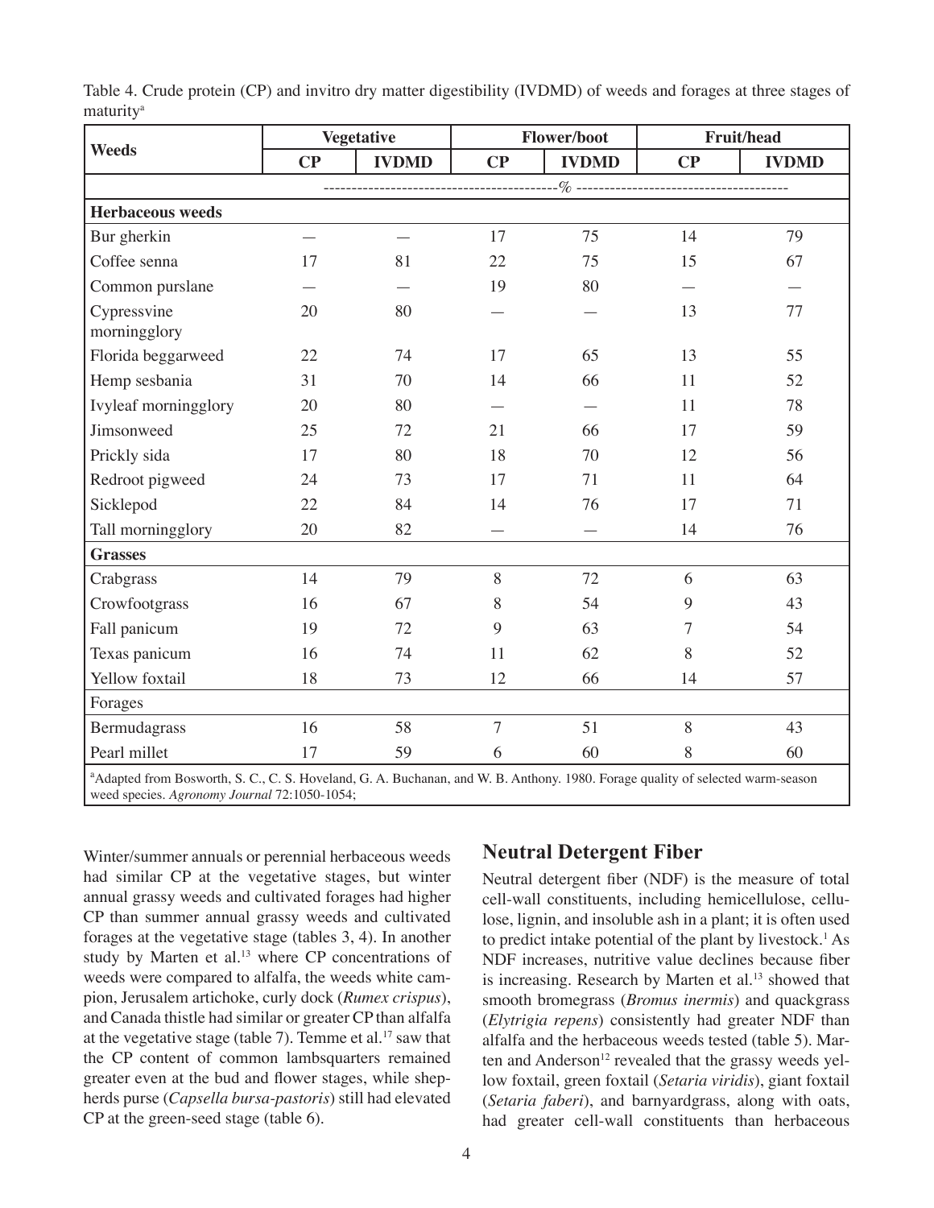Table 4. Crude protein (CP) and invitro dry matter digestibility (IVDMD) of weeds and forages at three stages of maturity[a]

| Weeds | Vegetative | | Flower/boot | | Fruit/head | |
|---|---|---|---|---|---|---|
| | CP | IVDMD | CP | IVDMD | CP | IVDMD |
| | --% | | | | | |
| **Herbaceous weeds** | | | | | | |
| Bur gherkin | — | — | 17 | 75 | 14 | 79 |
| Coffee senna | 17 | 81 | 22 | 75 | 15 | 67 |
| Common purslane | — | — | 19 | 80 | — | — |
| Cypressvine morningglory | 20 | 80 | — | — | 13 | 77 |
| Florida beggarweed | 22 | 74 | 17 | 65 | 13 | 55 |
| Hemp sesbania | 31 | 70 | 14 | 66 | 11 | 52 |
| Ivyleaf morningglory | 20 | 80 | — | — | 11 | 78 |
| Jimsonweed | 25 | 72 | 21 | 66 | 17 | 59 |
| Prickly sida | 17 | 80 | 18 | 70 | 12 | 56 |
| Redroot pigweed | 24 | 73 | 17 | 71 | 11 | 64 |
| Sicklepod | 22 | 84 | 14 | 76 | 17 | 71 |
| Tall morningglory | 20 | 82 | — | — | 14 | 76 |
| **Grasses** | | | | | | |
| Crabgrass | 14 | 79 | 8 | 72 | 6 | 63 |
| Crowfootgrass | 16 | 67 | 8 | 54 | 9 | 43 |
| Fall panicum | 19 | 72 | 9 | 63 | 7 | 54 |
| Texas panicum | 16 | 74 | 11 | 62 | 8 | 52 |
| Yellow foxtail | 18 | 73 | 12 | 66 | 14 | 57 |
| Forages | | | | | | |
| Bermudagrass | 16 | 58 | 7 | 51 | 8 | 43 |
| Pearl millet | 17 | 59 | 6 | 60 | 8 | 60 |

[a]Adapted from Bosworth, S. C., C. S. Hoveland, G. A. Buchanan, and W. B. Anthony. 1980. Forage quality of selected warm-season weed species. *Agronomy Journal* 72:1050-1054;

Winter/summer annuals or perennial herbaceous weeds had similar CP at the vegetative stages, but winter annual grassy weeds and cultivated forages had higher CP than summer annual grassy weeds and cultivated forages at the vegetative stage (tables 3, 4). In another study by Marten et al.[13] where CP concentrations of weeds were compared to alfalfa, the weeds white campion, Jerusalem artichoke, curly dock (*Rumex crispus*), and Canada thistle had similar or greater CP than alfalfa at the vegetative stage (table 7). Temme et al.[17] saw that the CP content of common lambsquarters remained greater even at the bud and flower stages, while shepherds purse (*Capsella bursa-pastoris*) still had elevated CP at the green-seed stage (table 6).

## Neutral Detergent Fiber

Neutral detergent fiber (NDF) is the measure of total cell-wall constituents, including hemicellulose, cellulose, lignin, and insoluble ash in a plant; it is often used to predict intake potential of the plant by livestock.[1] As NDF increases, nutritive value declines because fiber is increasing. Research by Marten et al.[13] showed that smooth bromegrass (*Bromus inermis*) and quackgrass (*Elytrigia repens*) consistently had greater NDF than alfalfa and the herbaceous weeds tested (table 5). Marten and Anderson[12] revealed that the grassy weeds yellow foxtail, green foxtail (*Setaria viridis*), giant foxtail (*Setaria faberi*), and barnyardgrass, along with oats, had greater cell-wall constituents than herbaceous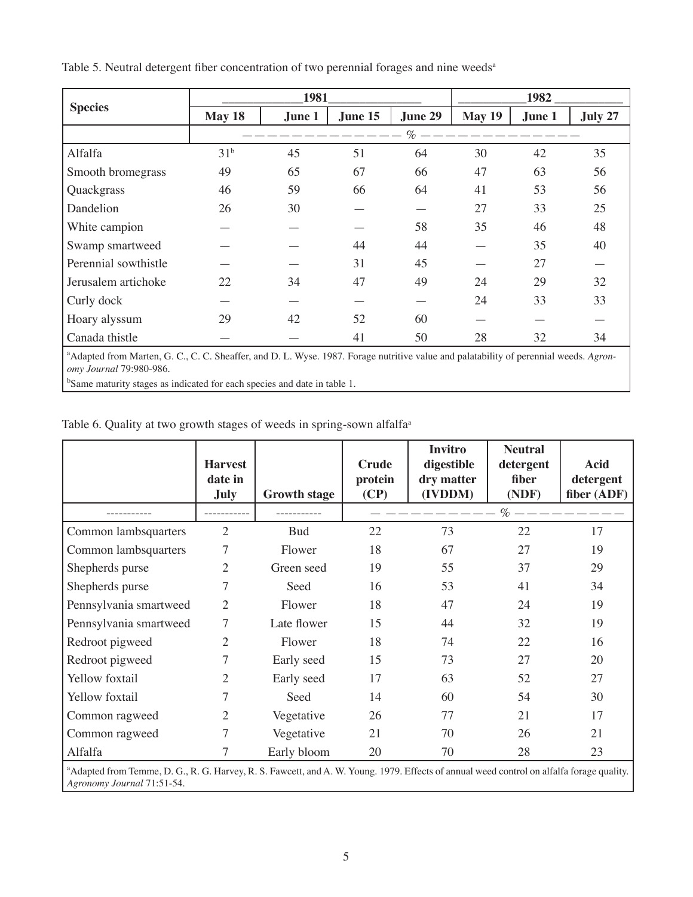Table 5. Neutral detergent fiber concentration of two perennial forages and nine weeds[a]

| Species | 1981 | | | | 1982 | | |
|---|---|---|---|---|---|---|---|
| | May 18 | June 1 | June 15 | June 29 | May 19 | June 1 | July 27 |
| | % | | | | | | |
| Alfalfa | 31[b] | 45 | 51 | 64 | 30 | 42 | 35 |
| Smooth bromegrass | 49 | 65 | 67 | 66 | 47 | 63 | 56 |
| Quackgrass | 46 | 59 | 66 | 64 | 41 | 53 | 56 |
| Dandelion | 26 | 30 | — | — | 27 | 33 | 25 |
| White campion | — | — | — | 58 | 35 | 46 | 48 |
| Swamp smartweed | — | — | 44 | 44 | — | 35 | 40 |
| Perennial sowthistle | — | — | 31 | 45 | — | 27 | — |
| Jerusalem artichoke | 22 | 34 | 47 | 49 | 24 | 29 | 32 |
| Curly dock | — | — | — | — | 24 | 33 | 33 |
| Hoary alyssum | 29 | 42 | 52 | 60 | — | — | — |
| Canada thistle | — | — | 41 | 50 | 28 | 32 | 34 |

[a]Adapted from Marten, G. C., C. C. Sheaffer, and D. L. Wyse. 1987. Forage nutritive value and palatability of perennial weeds. *Agronomy Journal* 79:980-986.

[b]Same maturity stages as indicated for each species and date in table 1.

Table 6. Quality at two growth stages of weeds in spring-sown alfalfa[a]

| | Harvest date in July | Growth stage | Crude protein (CP) | Invitro digestible dry matter (IVDDM) | Neutral detergent fiber (NDF) | Acid detergent fiber (ADF) |
|---|---|---|---|---|---|---|
| ----------- | ----------- | ----------- | % | | | |
| Common lambsquarters | 2 | Bud | 22 | 73 | 22 | 17 |
| Common lambsquarters | 7 | Flower | 18 | 67 | 27 | 19 |
| Shepherds purse | 2 | Green seed | 19 | 55 | 37 | 29 |
| Shepherds purse | 7 | Seed | 16 | 53 | 41 | 34 |
| Pennsylvania smartweed | 2 | Flower | 18 | 47 | 24 | 19 |
| Pennsylvania smartweed | 7 | Late flower | 15 | 44 | 32 | 19 |
| Redroot pigweed | 2 | Flower | 18 | 74 | 22 | 16 |
| Redroot pigweed | 7 | Early seed | 15 | 73 | 27 | 20 |
| Yellow foxtail | 2 | Early seed | 17 | 63 | 52 | 27 |
| Yellow foxtail | 7 | Seed | 14 | 60 | 54 | 30 |
| Common ragweed | 2 | Vegetative | 26 | 77 | 21 | 17 |
| Common ragweed | 7 | Vegetative | 21 | 70 | 26 | 21 |
| Alfalfa | 7 | Early bloom | 20 | 70 | 28 | 23 |

[a]Adapted from Temme, D. G., R. G. Harvey, R. S. Fawcett, and A. W. Young. 1979. Effects of annual weed control on alfalfa forage quality. *Agronomy Journal* 71:51-54.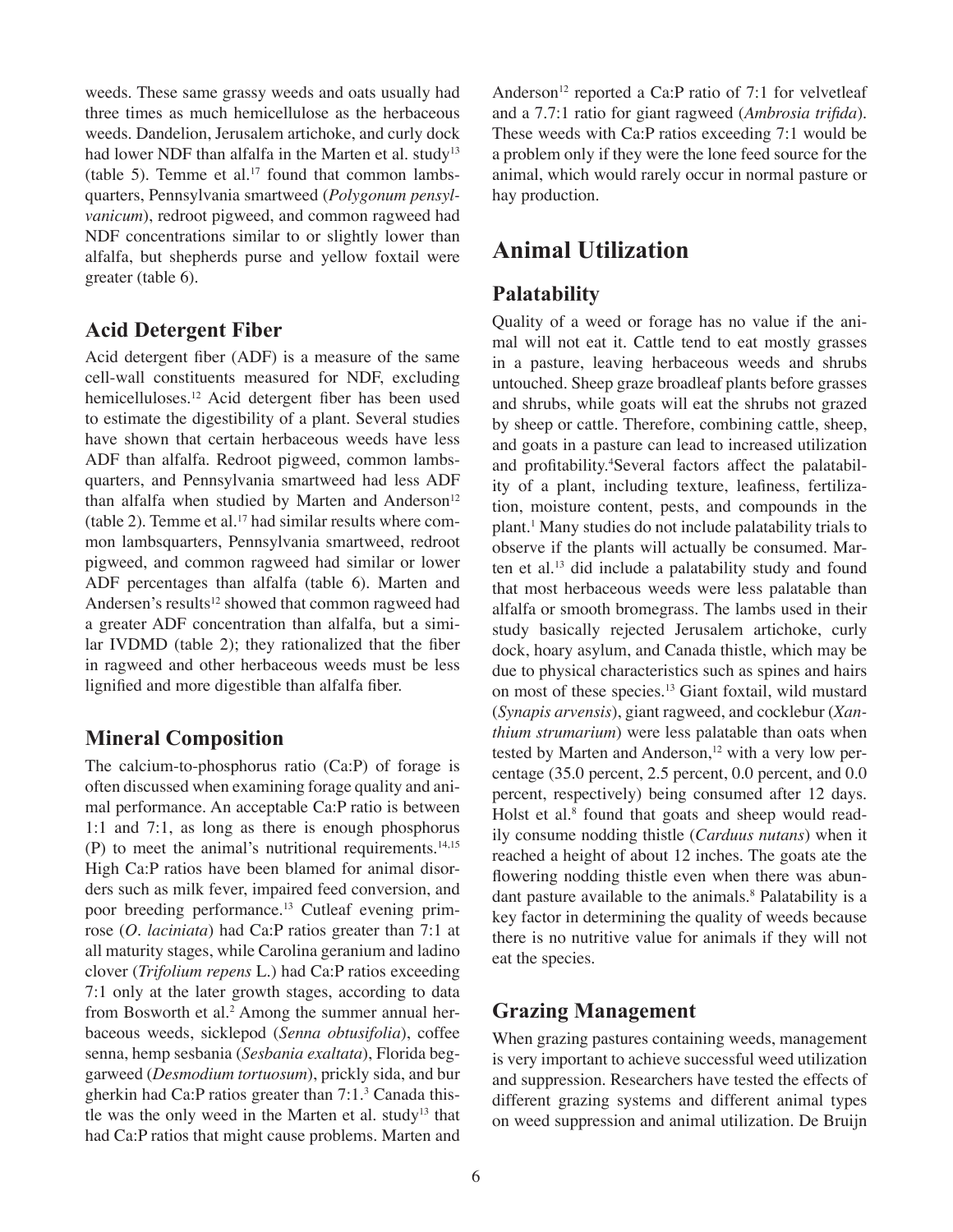weeds. These same grassy weeds and oats usually had three times as much hemicellulose as the herbaceous weeds. Dandelion, Jerusalem artichoke, and curly dock had lower NDF than alfalfa in the Marten et al. study[13] (table 5). Temme et al.[17] found that common lambsquarters, Pennsylvania smartweed (*Polygonum pensylvanicum*), redroot pigweed, and common ragweed had NDF concentrations similar to or slightly lower than alfalfa, but shepherds purse and yellow foxtail were greater (table 6).

### Acid Detergent Fiber

Acid detergent fiber (ADF) is a measure of the same cell-wall constituents measured for NDF, excluding hemicelluloses.[12] Acid detergent fiber has been used to estimate the digestibility of a plant. Several studies have shown that certain herbaceous weeds have less ADF than alfalfa. Redroot pigweed, common lambsquarters, and Pennsylvania smartweed had less ADF than alfalfa when studied by Marten and Anderson[12] (table 2). Temme et al.[17] had similar results where common lambsquarters, Pennsylvania smartweed, redroot pigweed, and common ragweed had similar or lower ADF percentages than alfalfa (table 6). Marten and Andersen's results[12] showed that common ragweed had a greater ADF concentration than alfalfa, but a similar IVDMD (table 2); they rationalized that the fiber in ragweed and other herbaceous weeds must be less lignified and more digestible than alfalfa fiber.

### Mineral Composition

The calcium-to-phosphorus ratio (Ca:P) of forage is often discussed when examining forage quality and animal performance. An acceptable Ca:P ratio is between 1:1 and 7:1, as long as there is enough phosphorus (P) to meet the animal's nutritional requirements.[14,15] High Ca:P ratios have been blamed for animal disorders such as milk fever, impaired feed conversion, and poor breeding performance.[13] Cutleaf evening primrose (*O. laciniata*) had Ca:P ratios greater than 7:1 at all maturity stages, while Carolina geranium and ladino clover (*Trifolium repens* L.) had Ca:P ratios exceeding 7:1 only at the later growth stages, according to data from Bosworth et al.[2] Among the summer annual herbaceous weeds, sicklepod (*Senna obtusifolia*), coffee senna, hemp sesbania (*Sesbania exaltata*), Florida beggarweed (*Desmodium tortuosum*), prickly sida, and bur gherkin had Ca:P ratios greater than 7:1.[3] Canada thistle was the only weed in the Marten et al. study[13] that had Ca:P ratios that might cause problems. Marten and Anderson[12] reported a Ca:P ratio of 7:1 for velvetleaf and a 7.7:1 ratio for giant ragweed (*Ambrosia trifida*). These weeds with Ca:P ratios exceeding 7:1 would be a problem only if they were the lone feed source for the animal, which would rarely occur in normal pasture or hay production.

## Animal Utilization

### Palatability

Quality of a weed or forage has no value if the animal will not eat it. Cattle tend to eat mostly grasses in a pasture, leaving herbaceous weeds and shrubs untouched. Sheep graze broadleaf plants before grasses and shrubs, while goats will eat the shrubs not grazed by sheep or cattle. Therefore, combining cattle, sheep, and goats in a pasture can lead to increased utilization and profitability.[4] Several factors affect the palatability of a plant, including texture, leafiness, fertilization, moisture content, pests, and compounds in the plant.[1] Many studies do not include palatability trials to observe if the plants will actually be consumed. Marten et al.[13] did include a palatability study and found that most herbaceous weeds were less palatable than alfalfa or smooth bromegrass. The lambs used in their study basically rejected Jerusalem artichoke, curly dock, hoary asylum, and Canada thistle, which may be due to physical characteristics such as spines and hairs on most of these species.[13] Giant foxtail, wild mustard (*Synapis arvensis*), giant ragweed, and cocklebur (*Xanthium strumarium*) were less palatable than oats when tested by Marten and Anderson,[12] with a very low percentage (35.0 percent, 2.5 percent, 0.0 percent, and 0.0 percent, respectively) being consumed after 12 days. Holst et al.[8] found that goats and sheep would readily consume nodding thistle (*Carduus nutans*) when it reached a height of about 12 inches. The goats ate the flowering nodding thistle even when there was abundant pasture available to the animals.[8] Palatability is a key factor in determining the quality of weeds because there is no nutritive value for animals if they will not eat the species.

### Grazing Management

When grazing pastures containing weeds, management is very important to achieve successful weed utilization and suppression. Researchers have tested the effects of different grazing systems and different animal types on weed suppression and animal utilization. De Bruijn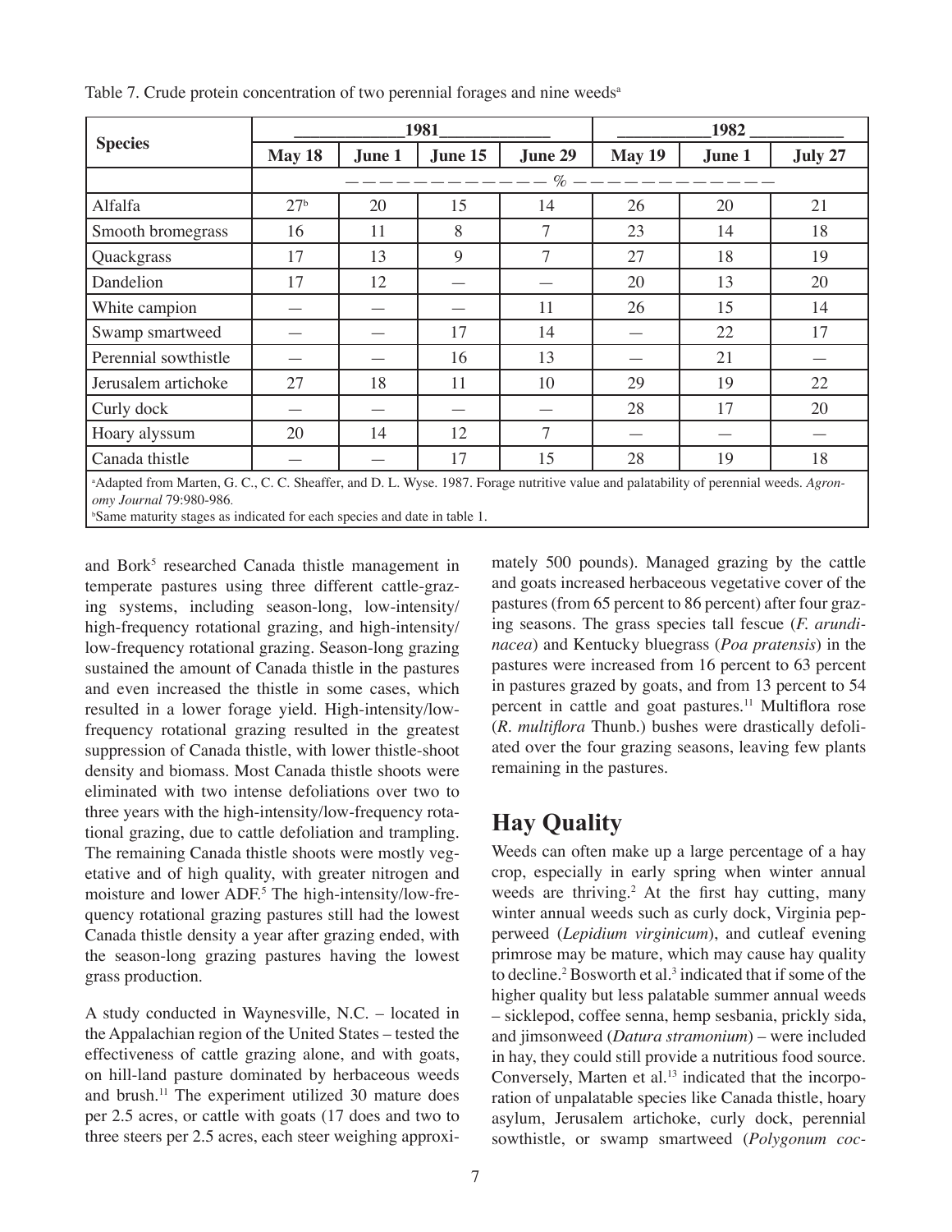Table 7. Crude protein concentration of two perennial forages and nine weeds[a]

| Species | 1981 | | | | 1982 | | |
|---|---|---|---|---|---|---|---|
| | May 18 | June 1 | June 15 | June 29 | May 19 | June 1 | July 27 |
| | % | | | | | | |
| Alfalfa | 27[b] | 20 | 15 | 14 | 26 | 20 | 21 |
| Smooth bromegrass | 16 | 11 | 8 | 7 | 23 | 14 | 18 |
| Quackgrass | 17 | 13 | 9 | 7 | 27 | 18 | 19 |
| Dandelion | 17 | 12 | — | — | 20 | 13 | 20 |
| White campion | — | — | — | 11 | 26 | 15 | 14 |
| Swamp smartweed | — | — | 17 | 14 | — | 22 | 17 |
| Perennial sowthistle | — | — | 16 | 13 | — | 21 | — |
| Jerusalem artichoke | 27 | 18 | 11 | 10 | 29 | 19 | 22 |
| Curly dock | — | — | — | — | 28 | 17 | 20 |
| Hoary alyssum | 20 | 14 | 12 | 7 | — | — | — |
| Canada thistle | — | — | 17 | 15 | 28 | 19 | 18 |

[a]Adapted from Marten, G. C., C. C. Sheaffer, and D. L. Wyse. 1987. Forage nutritive value and palatability of perennial weeds. *Agronomy Journal* 79:980-986.
[b]Same maturity stages as indicated for each species and date in table 1.

and Bork[5] researched Canada thistle management in temperate pastures using three different cattle-grazing systems, including season-long, low-intensity/high-frequency rotational grazing, and high-intensity/low-frequency rotational grazing. Season-long grazing sustained the amount of Canada thistle in the pastures and even increased the thistle in some cases, which resulted in a lower forage yield. High-intensity/low-frequency rotational grazing resulted in the greatest suppression of Canada thistle, with lower thistle-shoot density and biomass. Most Canada thistle shoots were eliminated with two intense defoliations over two to three years with the high-intensity/low-frequency rotational grazing, due to cattle defoliation and trampling. The remaining Canada thistle shoots were mostly vegetative and of high quality, with greater nitrogen and moisture and lower ADF.[5] The high-intensity/low-frequency rotational grazing pastures still had the lowest Canada thistle density a year after grazing ended, with the season-long grazing pastures having the lowest grass production.

A study conducted in Waynesville, N.C. – located in the Appalachian region of the United States – tested the effectiveness of cattle grazing alone, and with goats, on hill-land pasture dominated by herbaceous weeds and brush.[11] The experiment utilized 30 mature does per 2.5 acres, or cattle with goats (17 does and two to three steers per 2.5 acres, each steer weighing approximately 500 pounds). Managed grazing by the cattle and goats increased herbaceous vegetative cover of the pastures (from 65 percent to 86 percent) after four grazing seasons. The grass species tall fescue (*F. arundinacea*) and Kentucky bluegrass (*Poa pratensis*) in the pastures were increased from 16 percent to 63 percent in pastures grazed by goats, and from 13 percent to 54 percent in cattle and goat pastures.[11] Multiflora rose (*R. multiflora* Thunb.) bushes were drastically defoliated over the four grazing seasons, leaving few plants remaining in the pastures.

## Hay Quality

Weeds can often make up a large percentage of a hay crop, especially in early spring when winter annual weeds are thriving.[2] At the first hay cutting, many winter annual weeds such as curly dock, Virginia pepperweed (*Lepidium virginicum*), and cutleaf evening primrose may be mature, which may cause hay quality to decline.[2] Bosworth et al.[3] indicated that if some of the higher quality but less palatable summer annual weeds – sicklepod, coffee senna, hemp sesbania, prickly sida, and jimsonweed (*Datura stramonium*) – were included in hay, they could still provide a nutritious food source. Conversely, Marten et al.[13] indicated that the incorporation of unpalatable species like Canada thistle, hoary asylum, Jerusalem artichoke, curly dock, perennial sowthistle, or swamp smartweed (*Polygonum coc-*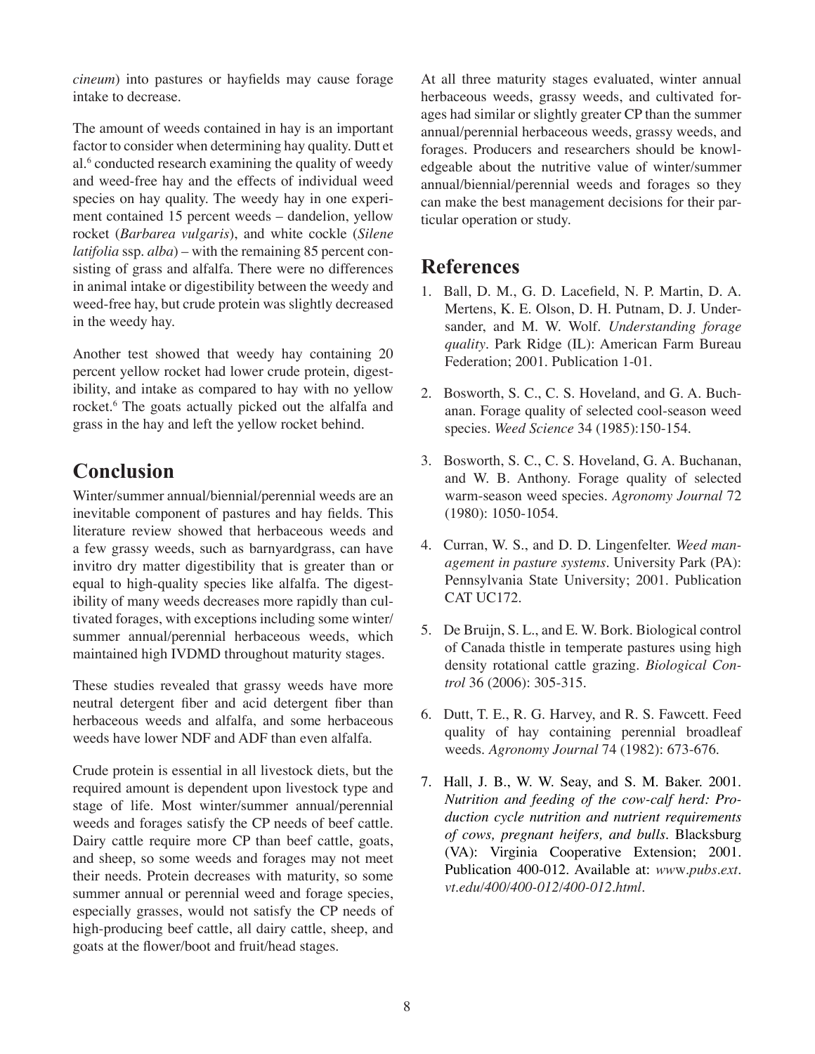*cineum*) into pastures or hayfields may cause forage intake to decrease.

The amount of weeds contained in hay is an important factor to consider when determining hay quality. Dutt et al.[6] conducted research examining the quality of weedy and weed-free hay and the effects of individual weed species on hay quality. The weedy hay in one experiment contained 15 percent weeds – dandelion, yellow rocket (*Barbarea vulgaris*), and white cockle (*Silene latifolia* ssp. *alba*) – with the remaining 85 percent consisting of grass and alfalfa. There were no differences in animal intake or digestibility between the weedy and weed-free hay, but crude protein was slightly decreased in the weedy hay.

Another test showed that weedy hay containing 20 percent yellow rocket had lower crude protein, digestibility, and intake as compared to hay with no yellow rocket.[6] The goats actually picked out the alfalfa and grass in the hay and left the yellow rocket behind.

## Conclusion

Winter/summer annual/biennial/perennial weeds are an inevitable component of pastures and hay fields. This literature review showed that herbaceous weeds and a few grassy weeds, such as barnyardgrass, can have invitro dry matter digestibility that is greater than or equal to high-quality species like alfalfa. The digestibility of many weeds decreases more rapidly than cultivated forages, with exceptions including some winter/summer annual/perennial herbaceous weeds, which maintained high IVDMD throughout maturity stages.

These studies revealed that grassy weeds have more neutral detergent fiber and acid detergent fiber than herbaceous weeds and alfalfa, and some herbaceous weeds have lower NDF and ADF than even alfalfa.

Crude protein is essential in all livestock diets, but the required amount is dependent upon livestock type and stage of life. Most winter/summer annual/perennial weeds and forages satisfy the CP needs of beef cattle. Dairy cattle require more CP than beef cattle, goats, and sheep, so some weeds and forages may not meet their needs. Protein decreases with maturity, so some summer annual or perennial weed and forage species, especially grasses, would not satisfy the CP needs of high-producing beef cattle, all dairy cattle, sheep, and goats at the flower/boot and fruit/head stages.

At all three maturity stages evaluated, winter annual herbaceous weeds, grassy weeds, and cultivated forages had similar or slightly greater CP than the summer annual/perennial herbaceous weeds, grassy weeds, and forages. Producers and researchers should be knowledgeable about the nutritive value of winter/summer annual/biennial/perennial weeds and forages so they can make the best management decisions for their particular operation or study.

## References

1. Ball, D. M., G. D. Lacefield, N. P. Martin, D. A. Mertens, K. E. Olson, D. H. Putnam, D. J. Undersander, and M. W. Wolf. *Understanding forage quality*. Park Ridge (IL): American Farm Bureau Federation; 2001. Publication 1-01.

2. Bosworth, S. C., C. S. Hoveland, and G. A. Buchanan. Forage quality of selected cool-season weed species. *Weed Science* 34 (1985):150-154.

3. Bosworth, S. C., C. S. Hoveland, G. A. Buchanan, and W. B. Anthony. Forage quality of selected warm-season weed species. *Agronomy Journal* 72 (1980): 1050-1054.

4. Curran, W. S., and D. D. Lingenfelter. *Weed management in pasture systems*. University Park (PA): Pennsylvania State University; 2001. Publication CAT UC172.

5. De Bruijn, S. L., and E. W. Bork. Biological control of Canada thistle in temperate pastures using high density rotational cattle grazing. *Biological Control* 36 (2006): 305-315.

6. Dutt, T. E., R. G. Harvey, and R. S. Fawcett. Feed quality of hay containing perennial broadleaf weeds. *Agronomy Journal* 74 (1982): 673-676.

7. Hall, J. B., W. W. Seay, and S. M. Baker. 2001. *Nutrition and feeding of the cow-calf herd: Production cycle nutrition and nutrient requirements of cows, pregnant heifers, and bulls*. Blacksburg (VA): Virginia Cooperative Extension; 2001. Publication 400-012. Available at: *www.pubs.ext.vt.edu/400/400-012/400-012.html*.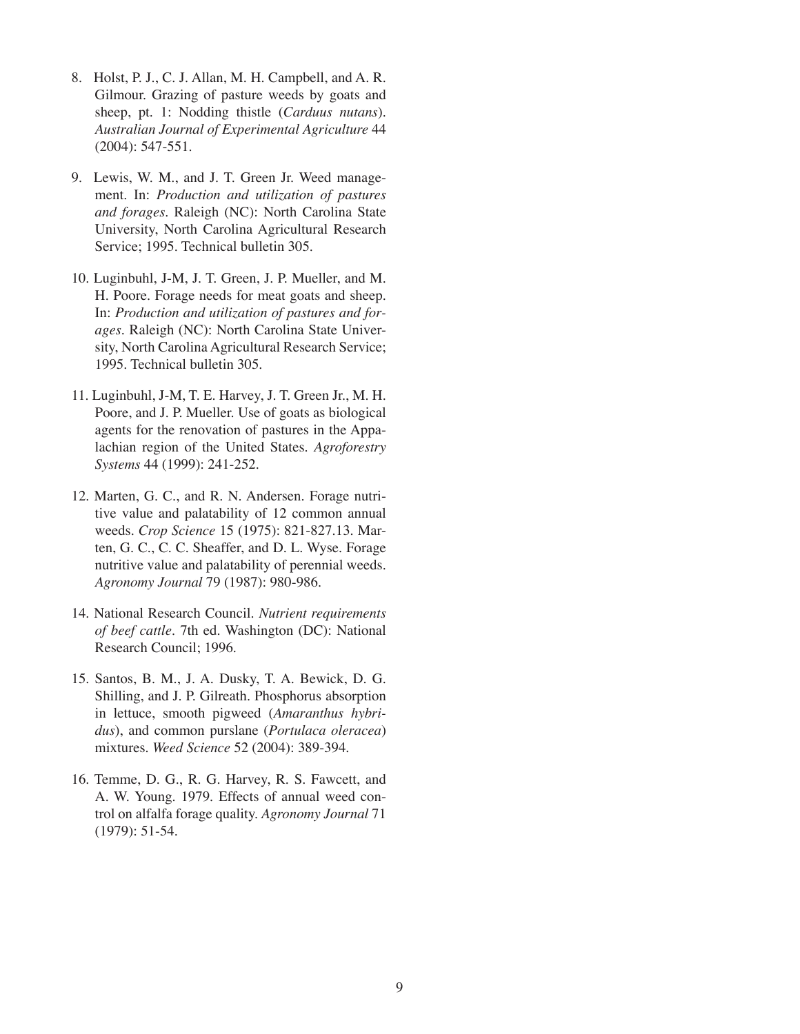8. Holst, P. J., C. J. Allan, M. H. Campbell, and A. R. Gilmour. Grazing of pasture weeds by goats and sheep, pt. 1: Nodding thistle (*Carduus nutans*). *Australian Journal of Experimental Agriculture* 44 (2004): 547-551.

9. Lewis, W. M., and J. T. Green Jr. Weed management. In: *Production and utilization of pastures and forages*. Raleigh (NC): North Carolina State University, North Carolina Agricultural Research Service; 1995. Technical bulletin 305.

10. Luginbuhl, J-M, J. T. Green, J. P. Mueller, and M. H. Poore. Forage needs for meat goats and sheep. In: *Production and utilization of pastures and forages*. Raleigh (NC): North Carolina State University, North Carolina Agricultural Research Service; 1995. Technical bulletin 305.

11. Luginbuhl, J-M, T. E. Harvey, J. T. Green Jr., M. H. Poore, and J. P. Mueller. Use of goats as biological agents for the renovation of pastures in the Appalachian region of the United States. *Agroforestry Systems* 44 (1999): 241-252.

12. Marten, G. C., and R. N. Andersen. Forage nutritive value and palatability of 12 common annual weeds. *Crop Science* 15 (1975): 821-827.13. Marten, G. C., C. C. Sheaffer, and D. L. Wyse. Forage nutritive value and palatability of perennial weeds. *Agronomy Journal* 79 (1987): 980-986.

14. National Research Council. *Nutrient requirements of beef cattle*. 7th ed. Washington (DC): National Research Council; 1996.

15. Santos, B. M., J. A. Dusky, T. A. Bewick, D. G. Shilling, and J. P. Gilreath. Phosphorus absorption in lettuce, smooth pigweed (*Amaranthus hybridus*), and common purslane (*Portulaca oleracea*) mixtures. *Weed Science* 52 (2004): 389-394.

16. Temme, D. G., R. G. Harvey, R. S. Fawcett, and A. W. Young. 1979. Effects of annual weed control on alfalfa forage quality. *Agronomy Journal* 71 (1979): 51-54.